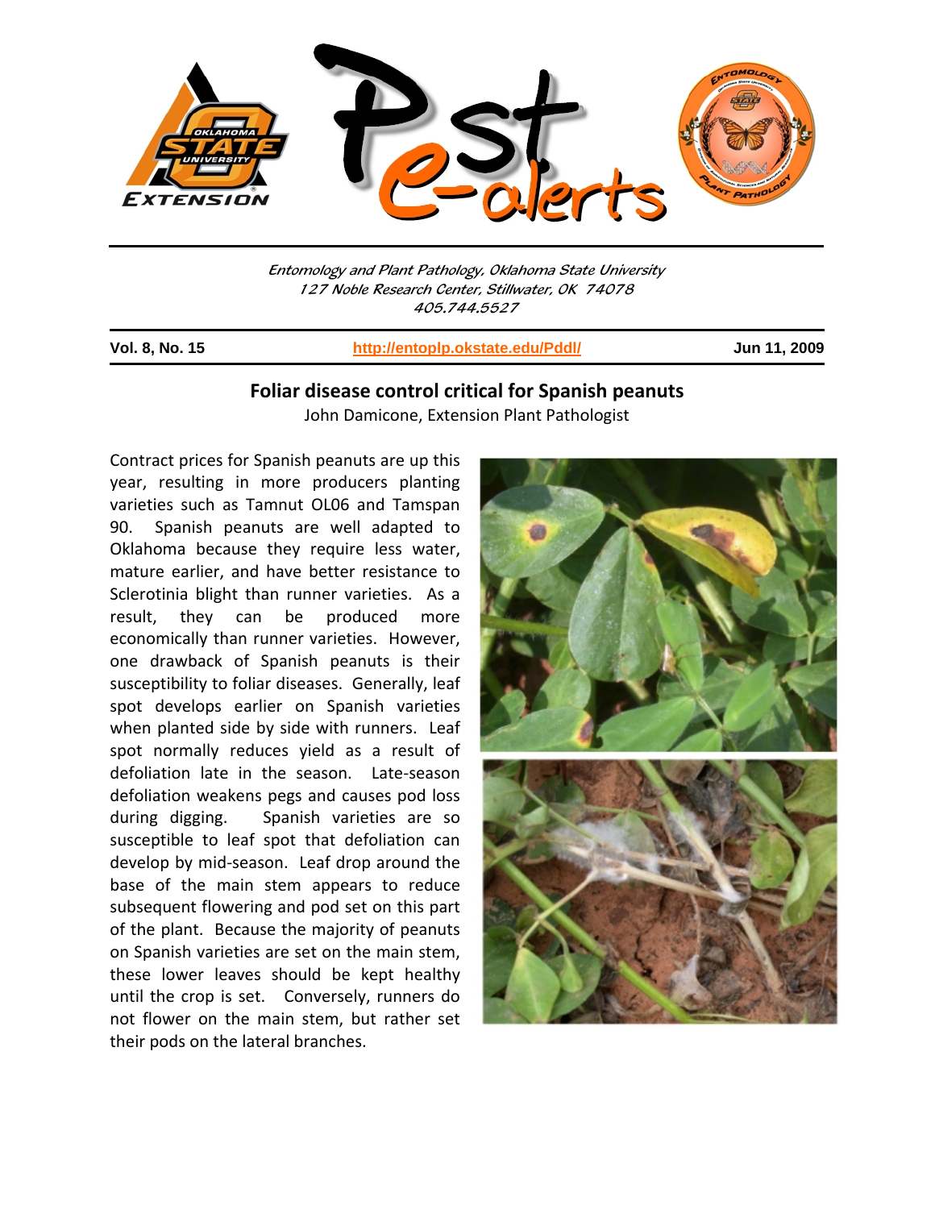Entomology and Plant Pathology, Oklahoma State University
127 Noble Research Center, Stillwater, OK 74078
405.744.5527

**Vol. 8, No. 15** | http://entoplp.okstate.edu/Pddl/ | **Jun 11, 2009**

## Foliar disease control critical for Spanish peanuts

John Damicone, Extension Plant Pathologist

Contract prices for Spanish peanuts are up this year, resulting in more producers planting varieties such as Tamnut OL06 and Tamspan 90. Spanish peanuts are well adapted to Oklahoma because they require less water, mature earlier, and have better resistance to Sclerotinia blight than runner varieties. As a result, they can be produced more economically than runner varieties. However, one drawback of Spanish peanuts is their susceptibility to foliar diseases. Generally, leaf spot develops earlier on Spanish varieties when planted side by side with runners. Leaf spot normally reduces yield as a result of defoliation late in the season. Late-season defoliation weakens pegs and causes pod loss during digging. Spanish varieties are so susceptible to leaf spot that defoliation can develop by mid-season. Leaf drop around the base of the main stem appears to reduce subsequent flowering and pod set on this part of the plant. Because the majority of peanuts on Spanish varieties are set on the main stem, these lower leaves should be kept healthy until the crop is set. Conversely, runners do not flower on the main stem, but rather set their pods on the lateral branches.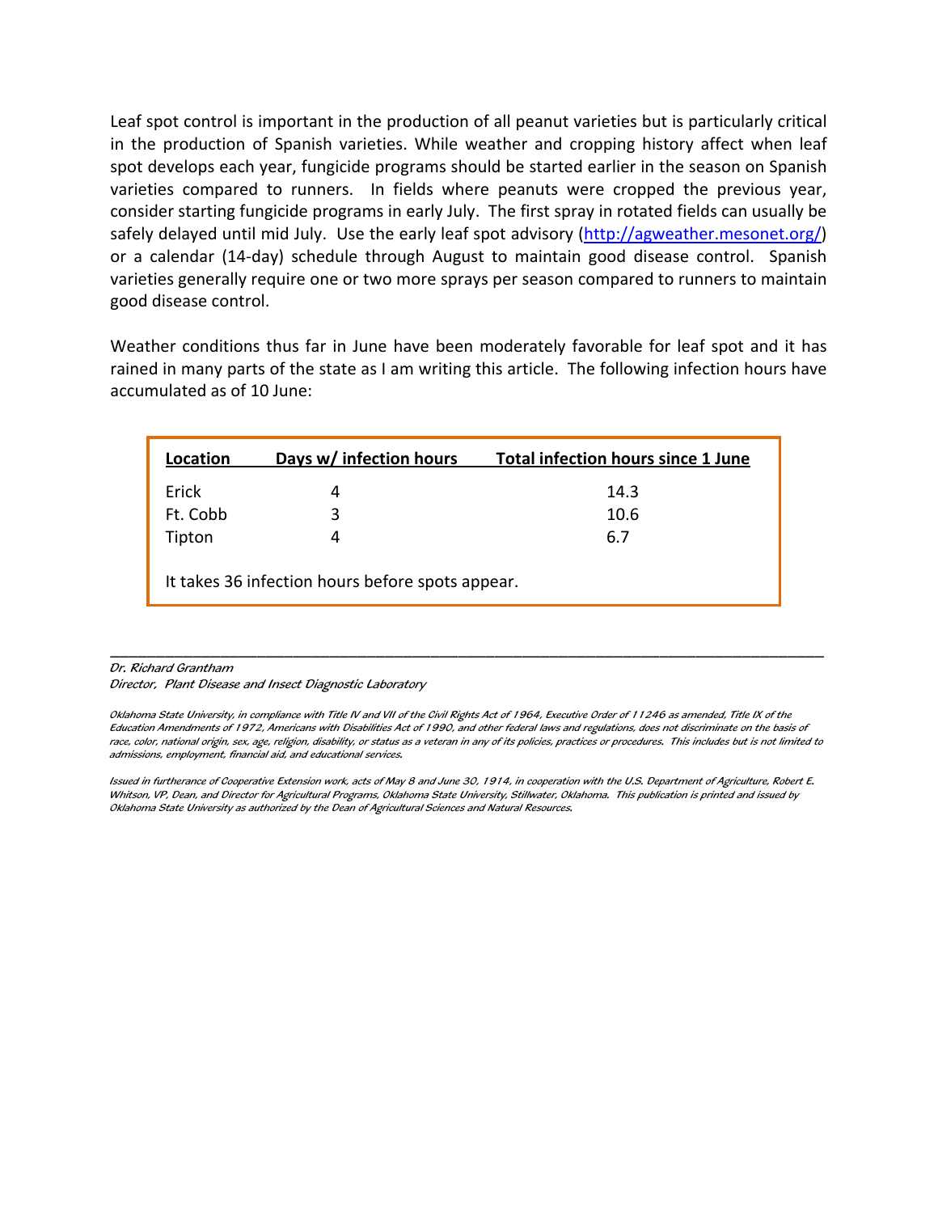Leaf spot control is important in the production of all peanut varieties but is particularly critical in the production of Spanish varieties. While weather and cropping history affect when leaf spot develops each year, fungicide programs should be started earlier in the season on Spanish varieties compared to runners. In fields where peanuts were cropped the previous year, consider starting fungicide programs in early July. The first spray in rotated fields can usually be safely delayed until mid July. Use the early leaf spot advisory (http://agweather.mesonet.org/) or a calendar (14-day) schedule through August to maintain good disease control. Spanish varieties generally require one or two more sprays per season compared to runners to maintain good disease control.

Weather conditions thus far in June have been moderately favorable for leaf spot and it has rained in many parts of the state as I am writing this article. The following infection hours have accumulated as of 10 June:

| Location | Days w/ infection hours | Total infection hours since 1 June |
|---|---|---|
| Erick | 4 | 14.3 |
| Ft. Cobb | 3 | 10.6 |
| Tipton | 4 | 6.7 |

It takes 36 infection hours before spots appear.

---

*Dr. Richard Grantham*
*Director, Plant Disease and Insect Diagnostic Laboratory*

*Oklahoma State University, in compliance with Title IV and VII of the Civil Rights Act of 1964, Executive Order of 11246 as amended, Title IX of the Education Amendments of 1972, Americans with Disabilities Act of 1990, and other federal laws and regulations, does not discriminate on the basis of race, color, national origin, sex, age, religion, disability, or status as a veteran in any of its policies, practices or procedures. This includes but is not limited to admissions, employment, financial aid, and educational services.*

*Issued in furtherance of Cooperative Extension work, acts of May 8 and June 30, 1914, in cooperation with the U.S. Department of Agriculture, Robert E. Whitson, VP, Dean, and Director for Agricultural Programs, Oklahoma State University, Stillwater, Oklahoma. This publication is printed and issued by Oklahoma State University as authorized by the Dean of Agricultural Sciences and Natural Resources.*